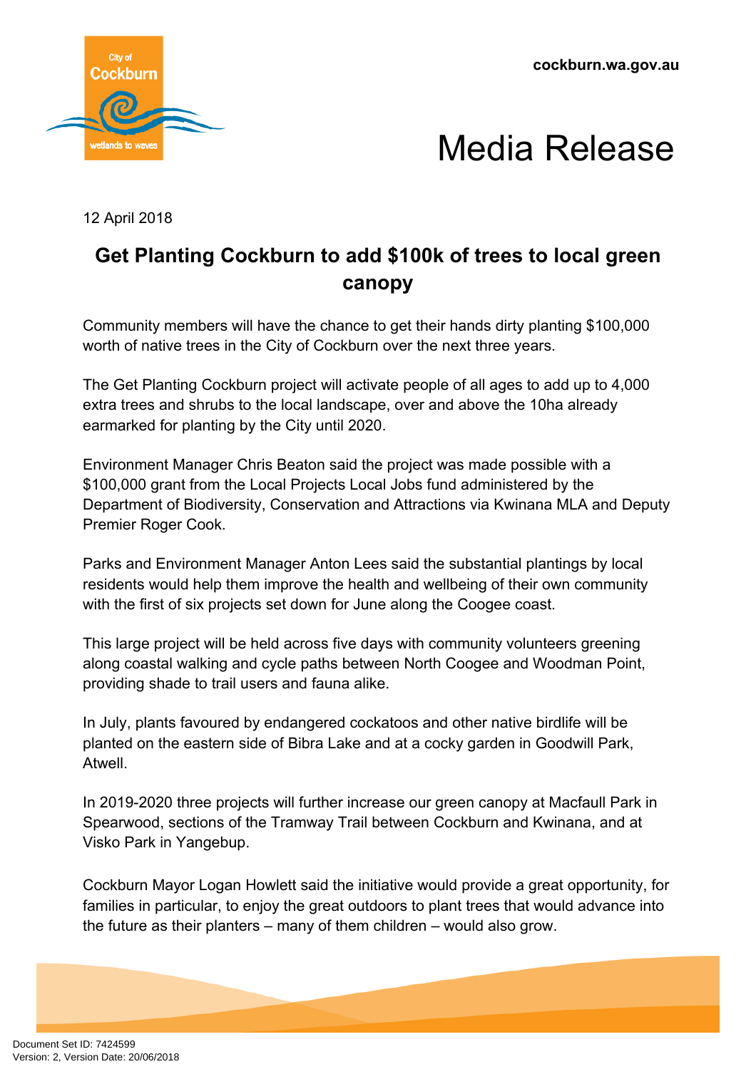cockburn.wa.gov.au

# Media Release

12 April 2018

## Get Planting Cockburn to add $100k of trees to local green canopy

Community members will have the chance to get their hands dirty planting $100,000 worth of native trees in the City of Cockburn over the next three years.

The Get Planting Cockburn project will activate people of all ages to add up to 4,000 extra trees and shrubs to the local landscape, over and above the 10ha already earmarked for planting by the City until 2020.

Environment Manager Chris Beaton said the project was made possible with a $100,000 grant from the Local Projects Local Jobs fund administered by the Department of Biodiversity, Conservation and Attractions via Kwinana MLA and Deputy Premier Roger Cook.

Parks and Environment Manager Anton Lees said the substantial plantings by local residents would help them improve the health and wellbeing of their own community with the first of six projects set down for June along the Coogee coast.

This large project will be held across five days with community volunteers greening along coastal walking and cycle paths between North Coogee and Woodman Point, providing shade to trail users and fauna alike.

In July, plants favoured by endangered cockatoos and other native birdlife will be planted on the eastern side of Bibra Lake and at a cocky garden in Goodwill Park, Atwell.

In 2019-2020 three projects will further increase our green canopy at Macfaull Park in Spearwood, sections of the Tramway Trail between Cockburn and Kwinana, and at Visko Park in Yangebup.

Cockburn Mayor Logan Howlett said the initiative would provide a great opportunity, for families in particular, to enjoy the great outdoors to plant trees that would advance into the future as their planters – many of them children – would also grow.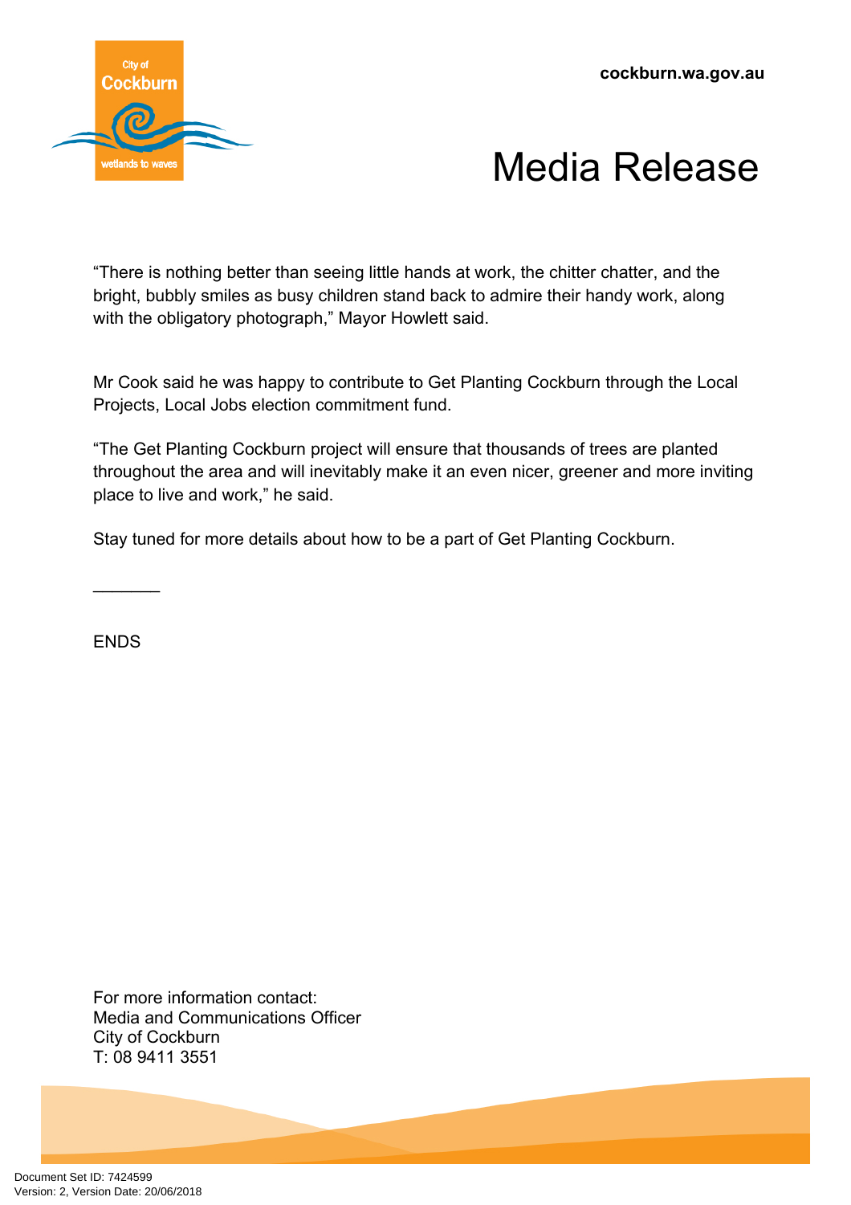“There is nothing better than seeing little hands at work, the chitter chatter, and the bright, bubbly smiles as busy children stand back to admire their handy work, along with the obligatory photograph,” Mayor Howlett said.

Mr Cook said he was happy to contribute to Get Planting Cockburn through the Local Projects, Local Jobs election commitment fund.

“The Get Planting Cockburn project will ensure that thousands of trees are planted throughout the area and will inevitably make it an even nicer, greener and more inviting place to live and work,” he said.

Stay tuned for more details about how to be a part of Get Planting Cockburn.

_______

ENDS

For more information contact:
Media and Communications Officer
City of Cockburn
T: 08 9411 3551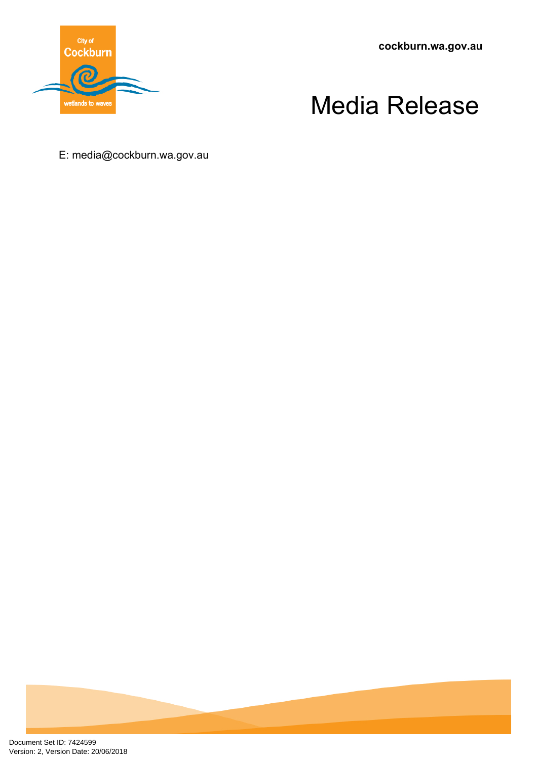cockburn.wa.gov.au

# Media Release

E: media@cockburn.wa.gov.au

Document Set ID: 7424599
Version: 2, Version Date: 20/06/2018